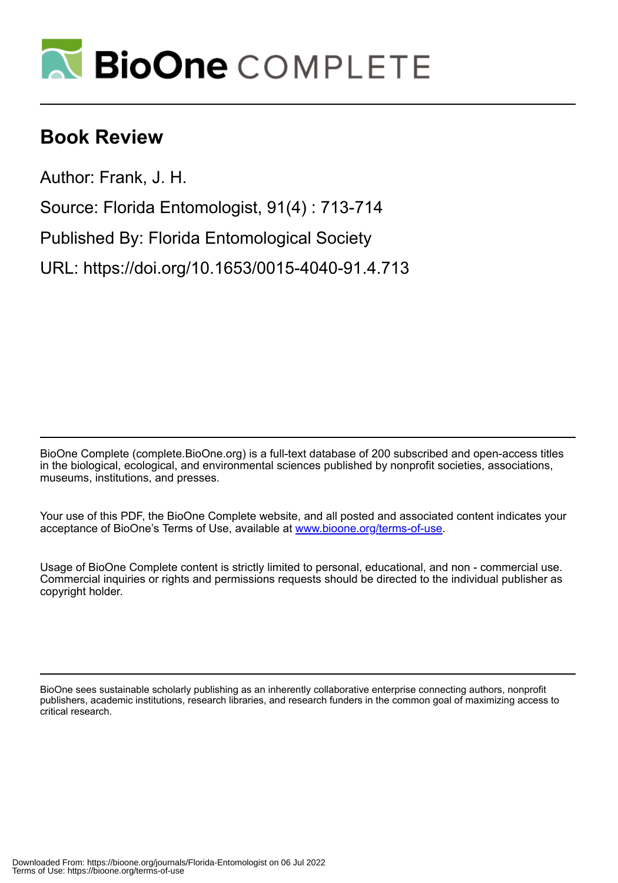# Book Review

Author: Frank, J. H.

Source: Florida Entomologist, 91(4) : 713-714

Published By: Florida Entomological Society

URL: https://doi.org/10.1653/0015-4040-91.4.713

BioOne Complete (complete.BioOne.org) is a full-text database of 200 subscribed and open-access titles in the biological, ecological, and environmental sciences published by nonprofit societies, associations, museums, institutions, and presses.

Your use of this PDF, the BioOne Complete website, and all posted and associated content indicates your acceptance of BioOne's Terms of Use, available at www.bioone.org/terms-of-use.

Usage of BioOne Complete content is strictly limited to personal, educational, and non - commercial use. Commercial inquiries or rights and permissions requests should be directed to the individual publisher as copyright holder.

BioOne sees sustainable scholarly publishing as an inherently collaborative enterprise connecting authors, nonprofit publishers, academic institutions, research libraries, and research funders in the common goal of maximizing access to critical research.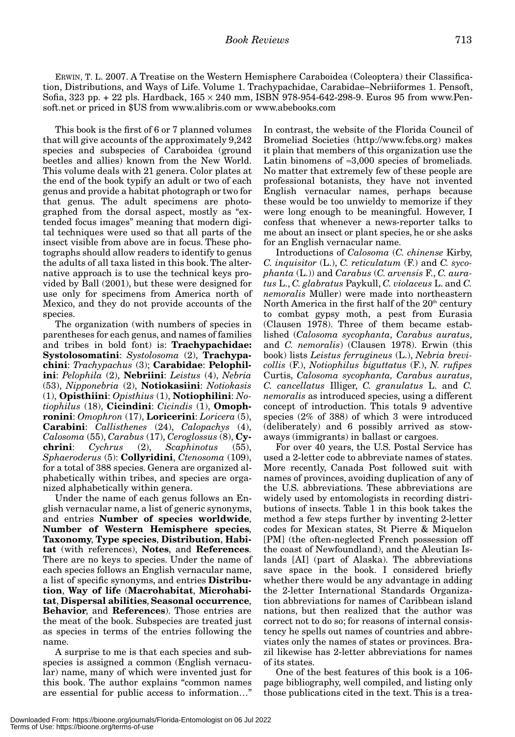ERWIN, T. L. 2007. A Treatise on the Western Hemisphere Caraboidea (Coleoptera) their Classification, Distributions, and Ways of Life. Volume 1. Trachypachidae, Carabidae–Nebriiformes 1. Pensoft, Sofia, 323 pp. + 22 pls. Hardback, 165 × 240 mm, ISBN 978-954-642-298-9. Euros 95 from www.Pensoft.net or priced in $US from www.alibris.com or www.abebooks.com

This book is the first of 6 or 7 planned volumes that will give accounts of the approximately 9,242 species and subspecies of Caraboidea (ground beetles and allies) known from the New World. This volume deals with 21 genera. Color plates at the end of the book typify an adult or two of each genus and provide a habitat photograph or two for that genus. The adult specimens are photographed from the dorsal aspect, mostly as "extended focus images" meaning that modern digital techniques were used so that all parts of the insect visible from above are in focus. These photographs should allow readers to identify to genus the adults of all taxa listed in this book. The alternative approach is to use the technical keys provided by Ball (2001), but these were designed for use only for specimens from America north of Mexico, and they do not provide accounts of the species.

The organization (with numbers of species in parentheses for each genus, and names of families and tribes in bold font) is: **Trachypachidae: Systolosomatini**: *Systolosoma* (2), **Trachypachini**: *Trachypachus* (3); **Carabidae**: **Pelophilini**: *Pelophila* (2), **Nebriini**: *Leistus* (4), *Nebria* (53), *Nipponebria* (2), **Notiokasiini**: *Notiokasis* (1), **Opisthiini**: *Opisthius* (1), **Notiophilini**: *Notiophilus* (18), **Cicindini**: *Cicindis* (1), **Omophronini**: *Omophron* (17), **Loricerini**: *Loricera* (5), **Carabini**: *Callisthenes* (24), *Calopachys* (4), *Calosoma* (55), *Carabus* (17), *Ceroglossus* (8), **Cychrini**: *Cychrus* (2), *Scaphinotus* (55), *Sphaeroderus* (5): **Collyridini**, *Ctenosoma* (109), for a total of 388 species. Genera are organized alphabetically within tribes, and species are organized alphabetically within genera.

Under the name of each genus follows an English vernacular name, a list of generic synonyms, and entries **Number of species worldwide**, **Number of Western Hemisphere species**, **Taxonomy**, **Type species**, **Distribution**, **Habitat** (with references), **Notes**, and **References**. There are no keys to species. Under the name of each species follows an English vernacular name, a list of specific synonyms, and entries **Distribution**, **Way of life** (**Macrohabitat**, **Microhabitat**, **Dispersal abilities**, **Seasonal occurrence**, **Behavior**, and **References**). Those entries are the meat of the book. Subspecies are treated just as species in terms of the entries following the name.

A surprise to me is that each species and subspecies is assigned a common (English vernacular) name, many of which were invented just for this book. The author explains "common names are essential for public access to information…" In contrast, the website of the Florida Council of Bromeliad Societies (http://www.fcbs.org) makes it plain that members of this organization use the Latin binomens of ≈3,000 species of bromeliads. No matter that extremely few of these people are professional botanists, they have not invented English vernacular names, perhaps because these would be too unwieldy to memorize if they were long enough to be meaningful. However, I confess that whenever a news-reporter talks to me about an insect or plant species, he or she asks for an English vernacular name.

Introductions of *Calosoma* (*C. chinense* Kirby, *C. inquisitor* (L.), *C. reticulatum* (F.) and *C. sycophanta* (L.)) and *Carabus* (*C. arvensis* F., *C. auratus* L., *C. glabratus* Paykull, *C. violaceus* L. and *C. nemoralis* Müller) were made into northeastern North America in the first half of the 20th century to combat gypsy moth, a pest from Eurasia (Clausen 1978). Three of them became established (*Calosoma sycophanta*, *Carabus auratus*, and *C. nemoralis*) (Clausen 1978). Erwin (this book) lists *Leistus ferrugineus* (L.), *Nebria brevicollis* (F.), *Notiophilus biguttatus* (F.), *N. rufipes* Curtis, *Calosoma sycophanta, Carabus auratus*, *C. cancellatus* Illiger, *C. granulatus* L. and *C. nemoralis* as introduced species, using a different concept of introduction. This totals 9 adventive species (2% of 388) of which 3 were introduced (deliberately) and 6 possibly arrived as stowaways (immigrants) in ballast or cargoes.

For over 40 years, the U.S. Postal Service has used a 2-letter code to abbreviate names of states. More recently, Canada Post followed suit with names of provinces, avoiding duplication of any of the U.S. abbreviations. These abbreviations are widely used by entomologists in recording distributions of insects. Table 1 in this book takes the method a few steps further by inventing 2-letter codes for Mexican states, St Pierre & Miquelon [PM] (the often-neglected French possession off the coast of Newfoundland), and the Aleutian Islands [AI] (part of Alaska). The abbreviations save space in the book. I considered briefly whether there would be any advantage in adding the 2-letter International Standards Organization abbreviations for names of Caribbean island nations, but then realized that the author was correct not to do so; for reasons of internal consistency he spells out names of countries and abbreviates only the names of states or provinces. Brazil likewise has 2-letter abbreviations for names of its states.

One of the best features of this book is a 106-page bibliography, well compiled, and listing only those publications cited in the text. This is a trea-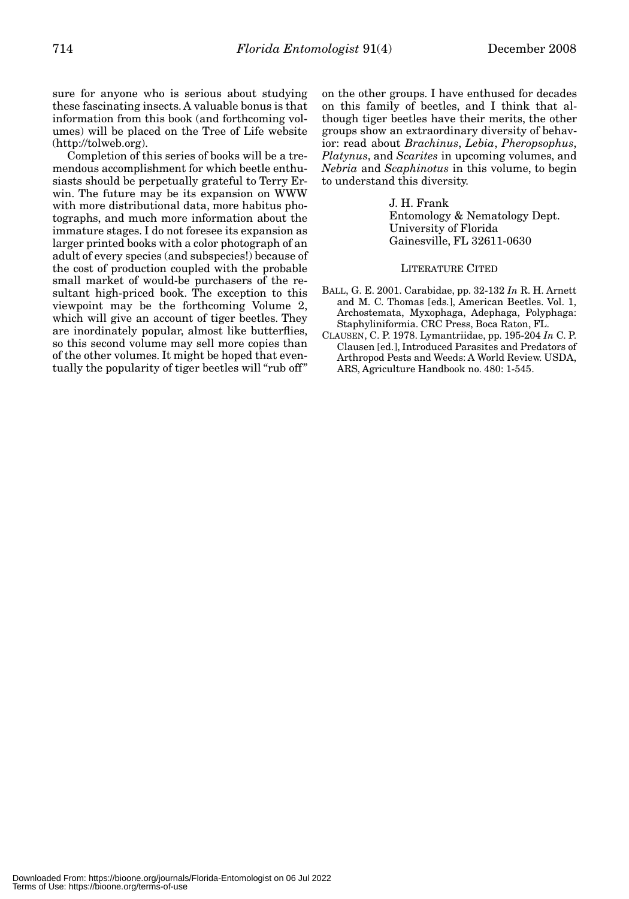sure for anyone who is serious about studying these fascinating insects. A valuable bonus is that information from this book (and forthcoming volumes) will be placed on the Tree of Life website (http://tolweb.org).

Completion of this series of books will be a tremendous accomplishment for which beetle enthusiasts should be perpetually grateful to Terry Erwin. The future may be its expansion on WWW with more distributional data, more habitus photographs, and much more information about the immature stages. I do not foresee its expansion as larger printed books with a color photograph of an adult of every species (and subspecies!) because of the cost of production coupled with the probable small market of would-be purchasers of the resultant high-priced book. The exception to this viewpoint may be the forthcoming Volume 2, which will give an account of tiger beetles. They are inordinately popular, almost like butterflies, so this second volume may sell more copies than of the other volumes. It might be hoped that eventually the popularity of tiger beetles will "rub off" on the other groups. I have enthused for decades on this family of beetles, and I think that although tiger beetles have their merits, the other groups show an extraordinary diversity of behavior: read about *Brachinus*, *Lebia*, *Pheropsophus*, *Platynus*, and *Scarites* in upcoming volumes, and *Nebria* and *Scaphinotus* in this volume, to begin to understand this diversity.

J. H. Frank
Entomology & Nematology Dept.
University of Florida
Gainesville, FL 32611-0630

## LITERATURE CITED

BALL, G. E. 2001. Carabidae, pp. 32-132 *In* R. H. Arnett and M. C. Thomas [eds.], American Beetles. Vol. 1, Archostemata, Myxophaga, Adephaga, Polyphaga: Staphyliniformia. CRC Press, Boca Raton, FL.

CLAUSEN, C. P. 1978. Lymantriidae, pp. 195-204 *In* C. P. Clausen [ed.], Introduced Parasites and Predators of Arthropod Pests and Weeds: A World Review. USDA, ARS, Agriculture Handbook no. 480: 1-545.